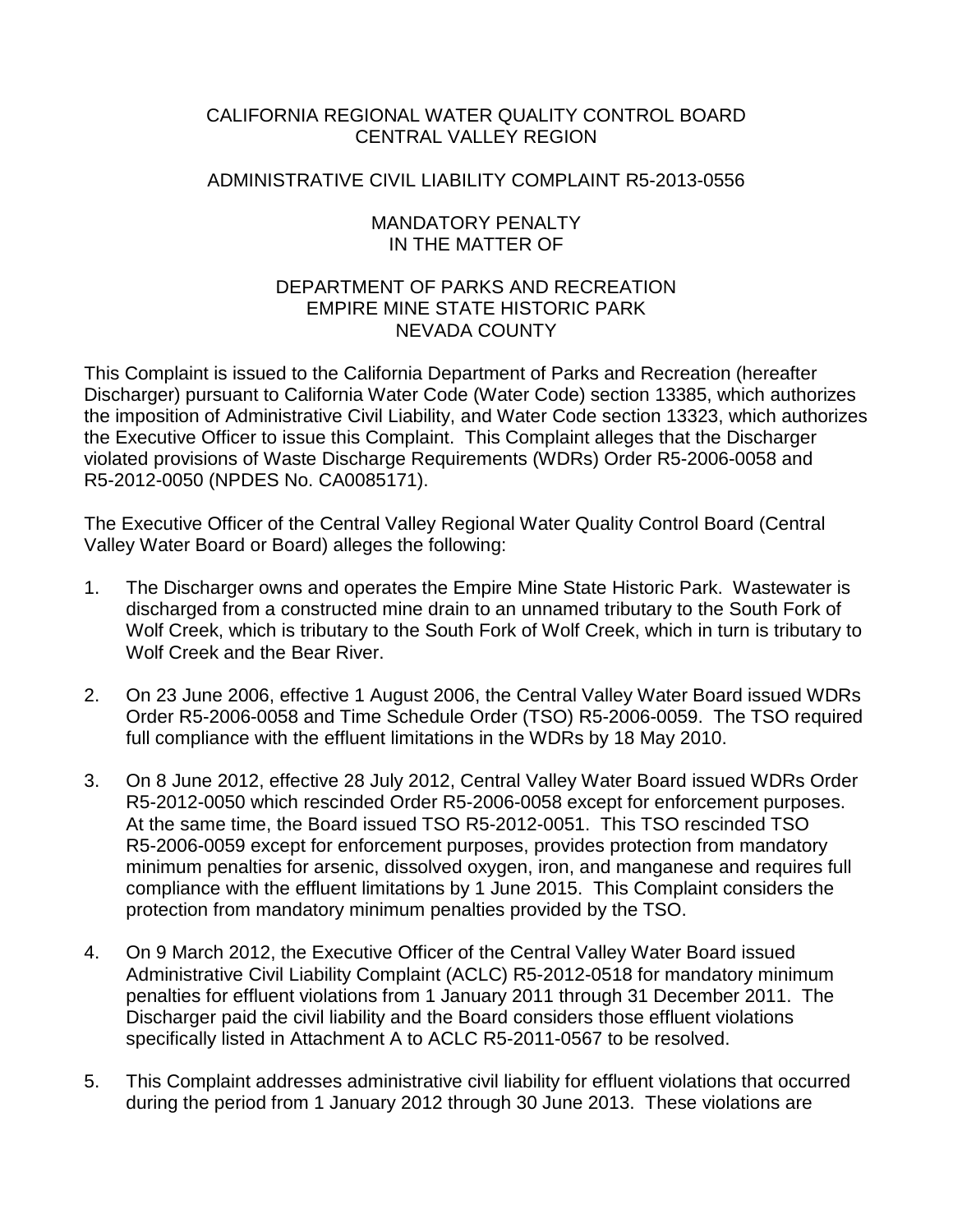CALIFORNIA REGIONAL WATER QUALITY CONTROL BOARD
CENTRAL VALLEY REGION

ADMINISTRATIVE CIVIL LIABILITY COMPLAINT R5-2013-0556

MANDATORY PENALTY
IN THE MATTER OF

DEPARTMENT OF PARKS AND RECREATION
EMPIRE MINE STATE HISTORIC PARK
NEVADA COUNTY

This Complaint is issued to the California Department of Parks and Recreation (hereafter Discharger) pursuant to California Water Code (Water Code) section 13385, which authorizes the imposition of Administrative Civil Liability, and Water Code section 13323, which authorizes the Executive Officer to issue this Complaint. This Complaint alleges that the Discharger violated provisions of Waste Discharge Requirements (WDRs) Order R5-2006-0058 and R5-2012-0050 (NPDES No. CA0085171).

The Executive Officer of the Central Valley Regional Water Quality Control Board (Central Valley Water Board or Board) alleges the following:

1. The Discharger owns and operates the Empire Mine State Historic Park. Wastewater is discharged from a constructed mine drain to an unnamed tributary to the South Fork of Wolf Creek, which is tributary to the South Fork of Wolf Creek, which in turn is tributary to Wolf Creek and the Bear River.

2. On 23 June 2006, effective 1 August 2006, the Central Valley Water Board issued WDRs Order R5-2006-0058 and Time Schedule Order (TSO) R5-2006-0059. The TSO required full compliance with the effluent limitations in the WDRs by 18 May 2010.

3. On 8 June 2012, effective 28 July 2012, Central Valley Water Board issued WDRs Order R5-2012-0050 which rescinded Order R5-2006-0058 except for enforcement purposes. At the same time, the Board issued TSO R5-2012-0051. This TSO rescinded TSO R5-2006-0059 except for enforcement purposes, provides protection from mandatory minimum penalties for arsenic, dissolved oxygen, iron, and manganese and requires full compliance with the effluent limitations by 1 June 2015. This Complaint considers the protection from mandatory minimum penalties provided by the TSO.

4. On 9 March 2012, the Executive Officer of the Central Valley Water Board issued Administrative Civil Liability Complaint (ACLC) R5-2012-0518 for mandatory minimum penalties for effluent violations from 1 January 2011 through 31 December 2011. The Discharger paid the civil liability and the Board considers those effluent violations specifically listed in Attachment A to ACLC R5-2011-0567 to be resolved.

5. This Complaint addresses administrative civil liability for effluent violations that occurred during the period from 1 January 2012 through 30 June 2013. These violations are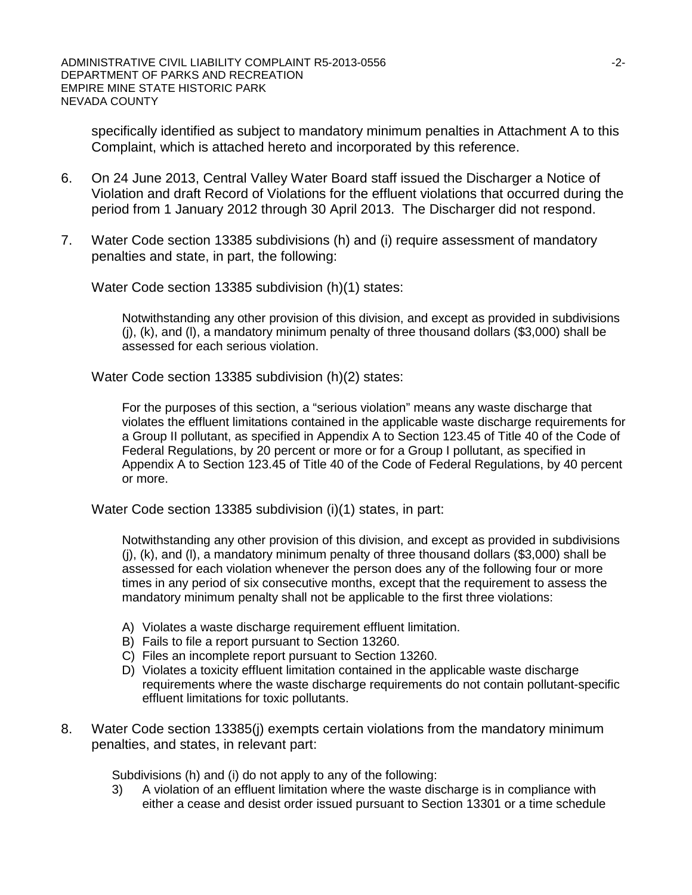specifically identified as subject to mandatory minimum penalties in Attachment A to this Complaint, which is attached hereto and incorporated by this reference.

6. On 24 June 2013, Central Valley Water Board staff issued the Discharger a Notice of Violation and draft Record of Violations for the effluent violations that occurred during the period from 1 January 2012 through 30 April 2013. The Discharger did not respond.

7. Water Code section 13385 subdivisions (h) and (i) require assessment of mandatory penalties and state, in part, the following:

   Water Code section 13385 subdivision (h)(1) states:

   > Notwithstanding any other provision of this division, and except as provided in subdivisions (j), (k), and (l), a mandatory minimum penalty of three thousand dollars ($3,000) shall be assessed for each serious violation.

   Water Code section 13385 subdivision (h)(2) states:

   > For the purposes of this section, a "serious violation" means any waste discharge that violates the effluent limitations contained in the applicable waste discharge requirements for a Group II pollutant, as specified in Appendix A to Section 123.45 of Title 40 of the Code of Federal Regulations, by 20 percent or more or for a Group I pollutant, as specified in Appendix A to Section 123.45 of Title 40 of the Code of Federal Regulations, by 40 percent or more.

   Water Code section 13385 subdivision (i)(1) states, in part:

   > Notwithstanding any other provision of this division, and except as provided in subdivisions (j), (k), and (l), a mandatory minimum penalty of three thousand dollars ($3,000) shall be assessed for each violation whenever the person does any of the following four or more times in any period of six consecutive months, except that the requirement to assess the mandatory minimum penalty shall not be applicable to the first three violations:
   >
   > A) Violates a waste discharge requirement effluent limitation.
   > B) Fails to file a report pursuant to Section 13260.
   > C) Files an incomplete report pursuant to Section 13260.
   > D) Violates a toxicity effluent limitation contained in the applicable waste discharge requirements where the waste discharge requirements do not contain pollutant-specific effluent limitations for toxic pollutants.

8. Water Code section 13385(j) exempts certain violations from the mandatory minimum penalties, and states, in relevant part:

   > Subdivisions (h) and (i) do not apply to any of the following:
   >
   > 3) A violation of an effluent limitation where the waste discharge is in compliance with either a cease and desist order issued pursuant to Section 13301 or a time schedule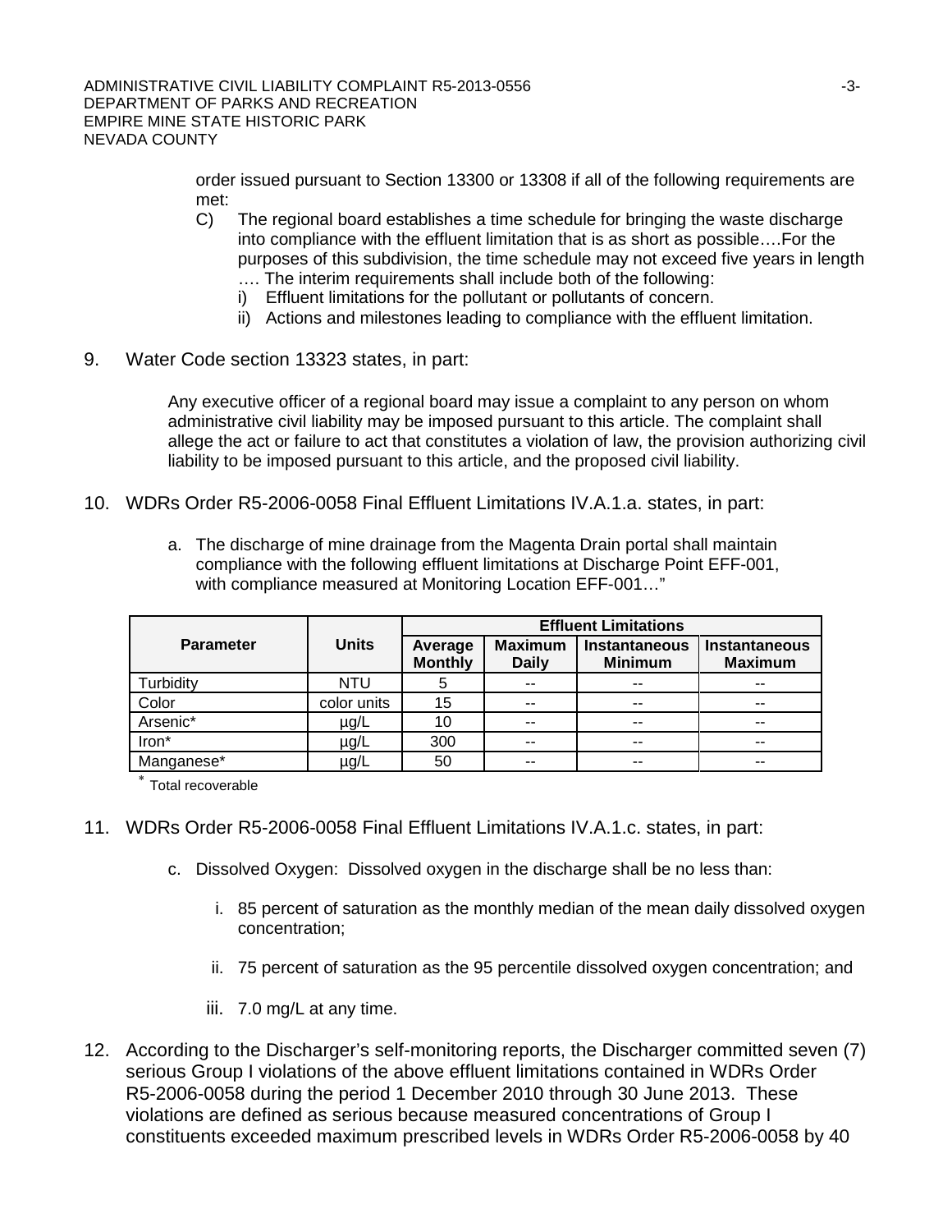order issued pursuant to Section 13300 or 13308 if all of the following requirements are met:

C) The regional board establishes a time schedule for bringing the waste discharge into compliance with the effluent limitation that is as short as possible….For the purposes of this subdivision, the time schedule may not exceed five years in length …. The interim requirements shall include both of the following:
   i) Effluent limitations for the pollutant or pollutants of concern.
   ii) Actions and milestones leading to compliance with the effluent limitation.

9. Water Code section 13323 states, in part:

   Any executive officer of a regional board may issue a complaint to any person on whom administrative civil liability may be imposed pursuant to this article. The complaint shall allege the act or failure to act that constitutes a violation of law, the provision authorizing civil liability to be imposed pursuant to this article, and the proposed civil liability.

10. WDRs Order R5-2006-0058 Final Effluent Limitations IV.A.1.a. states, in part:

   a. The discharge of mine drainage from the Magenta Drain portal shall maintain compliance with the following effluent limitations at Discharge Point EFF-001, with compliance measured at Monitoring Location EFF-001…"

| Parameter | Units | Effluent Limitations | | | |
|---|---|---|---|---|---|
| | | Average Monthly | Maximum Daily | Instantaneous Minimum | Instantaneous Maximum |
| Turbidity | NTU | 5 | -- | -- | -- |
| Color | color units | 15 | -- | -- | -- |
| Arsenic* | µg/L | 10 | -- | -- | -- |
| Iron* | µg/L | 300 | -- | -- | -- |
| Manganese* | µg/L | 50 | -- | -- | -- |

\* Total recoverable

11. WDRs Order R5-2006-0058 Final Effluent Limitations IV.A.1.c. states, in part:

   c. Dissolved Oxygen: Dissolved oxygen in the discharge shall be no less than:

      i. 85 percent of saturation as the monthly median of the mean daily dissolved oxygen concentration;

      ii. 75 percent of saturation as the 95 percentile dissolved oxygen concentration; and

      iii. 7.0 mg/L at any time.

12. According to the Discharger's self-monitoring reports, the Discharger committed seven (7) serious Group I violations of the above effluent limitations contained in WDRs Order R5-2006-0058 during the period 1 December 2010 through 30 June 2013. These violations are defined as serious because measured concentrations of Group I constituents exceeded maximum prescribed levels in WDRs Order R5-2006-0058 by 40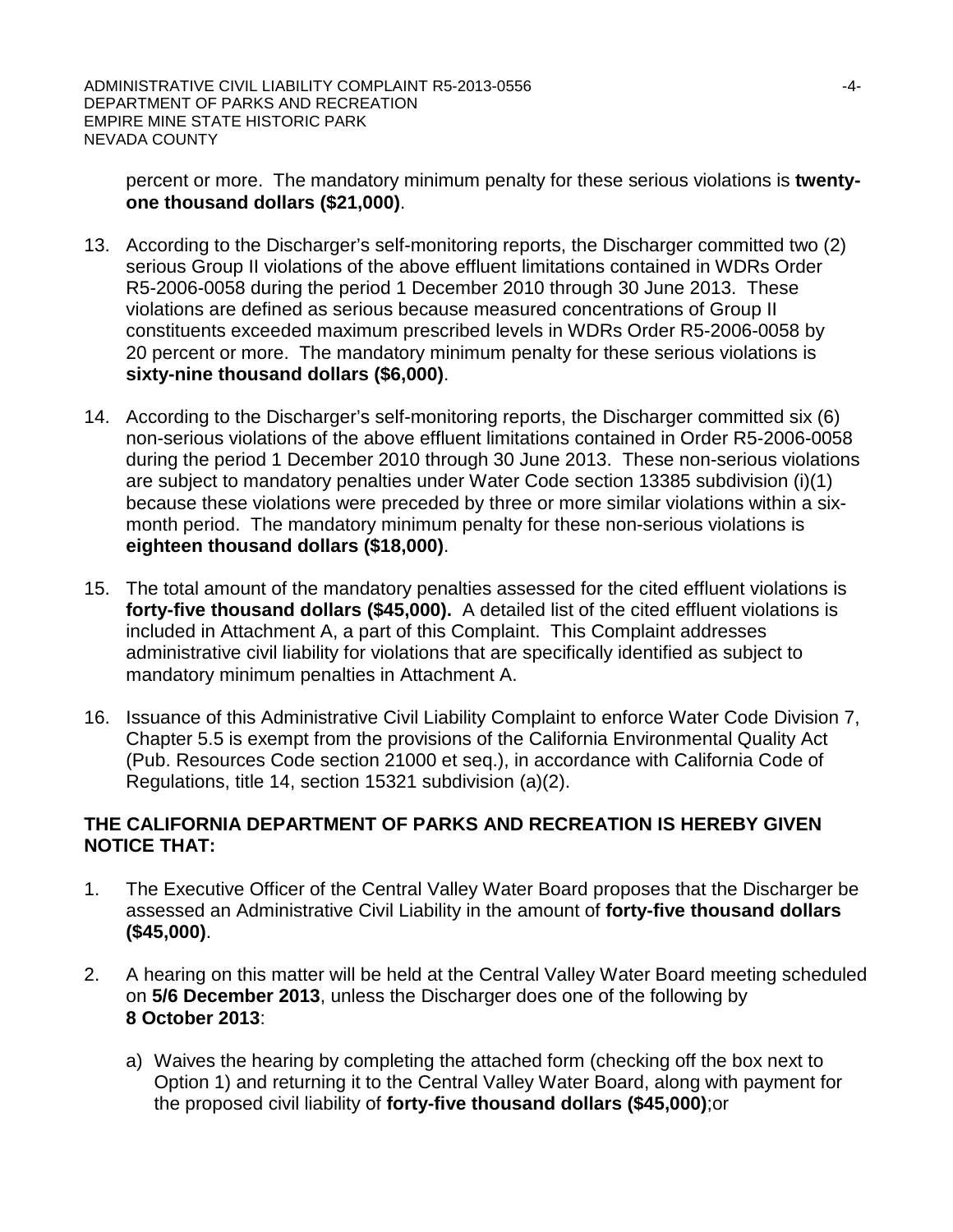percent or more. The mandatory minimum penalty for these serious violations is **twenty-one thousand dollars ($21,000)**.

13. According to the Discharger's self-monitoring reports, the Discharger committed two (2) serious Group II violations of the above effluent limitations contained in WDRs Order R5-2006-0058 during the period 1 December 2010 through 30 June 2013. These violations are defined as serious because measured concentrations of Group II constituents exceeded maximum prescribed levels in WDRs Order R5-2006-0058 by 20 percent or more. The mandatory minimum penalty for these serious violations is **sixty-nine thousand dollars ($6,000)**.

14. According to the Discharger's self-monitoring reports, the Discharger committed six (6) non-serious violations of the above effluent limitations contained in Order R5-2006-0058 during the period 1 December 2010 through 30 June 2013. These non-serious violations are subject to mandatory penalties under Water Code section 13385 subdivision (i)(1) because these violations were preceded by three or more similar violations within a six-month period. The mandatory minimum penalty for these non-serious violations is **eighteen thousand dollars ($18,000)**.

15. The total amount of the mandatory penalties assessed for the cited effluent violations is **forty-five thousand dollars ($45,000).** A detailed list of the cited effluent violations is included in Attachment A, a part of this Complaint. This Complaint addresses administrative civil liability for violations that are specifically identified as subject to mandatory minimum penalties in Attachment A.

16. Issuance of this Administrative Civil Liability Complaint to enforce Water Code Division 7, Chapter 5.5 is exempt from the provisions of the California Environmental Quality Act (Pub. Resources Code section 21000 et seq.), in accordance with California Code of Regulations, title 14, section 15321 subdivision (a)(2).

**THE CALIFORNIA DEPARTMENT OF PARKS AND RECREATION IS HEREBY GIVEN NOTICE THAT:**

1. The Executive Officer of the Central Valley Water Board proposes that the Discharger be assessed an Administrative Civil Liability in the amount of **forty-five thousand dollars ($45,000)**.

2. A hearing on this matter will be held at the Central Valley Water Board meeting scheduled on **5/6 December 2013**, unless the Discharger does one of the following by **8 October 2013**:

   a) Waives the hearing by completing the attached form (checking off the box next to Option 1) and returning it to the Central Valley Water Board, along with payment for the proposed civil liability of **forty-five thousand dollars ($45,000)**;or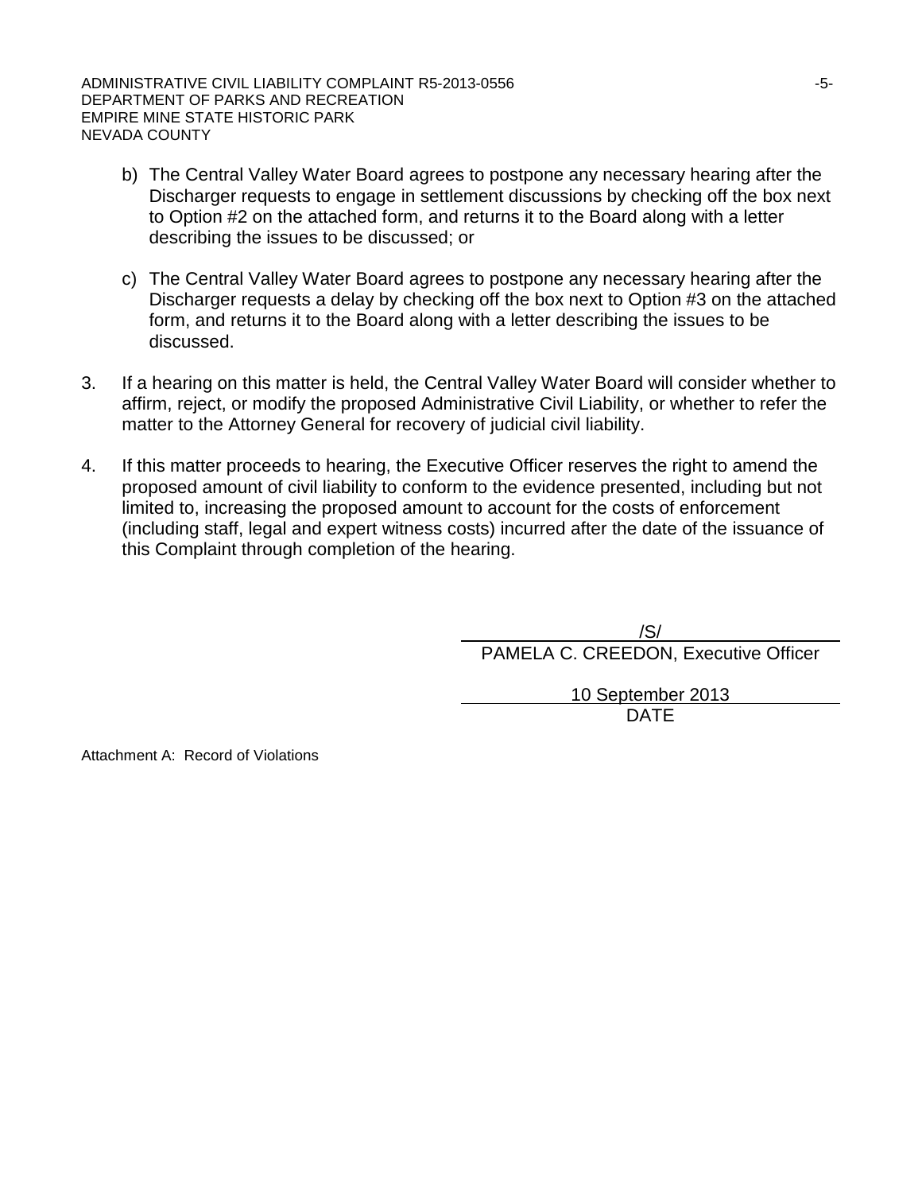b) The Central Valley Water Board agrees to postpone any necessary hearing after the Discharger requests to engage in settlement discussions by checking off the box next to Option #2 on the attached form, and returns it to the Board along with a letter describing the issues to be discussed; or

c) The Central Valley Water Board agrees to postpone any necessary hearing after the Discharger requests a delay by checking off the box next to Option #3 on the attached form, and returns it to the Board along with a letter describing the issues to be discussed.

3. If a hearing on this matter is held, the Central Valley Water Board will consider whether to affirm, reject, or modify the proposed Administrative Civil Liability, or whether to refer the matter to the Attorney General for recovery of judicial civil liability.

4. If this matter proceeds to hearing, the Executive Officer reserves the right to amend the proposed amount of civil liability to conform to the evidence presented, including but not limited to, increasing the proposed amount to account for the costs of enforcement (including staff, legal and expert witness costs) incurred after the date of the issuance of this Complaint through completion of the hearing.

/S/
PAMELA C. CREEDON, Executive Officer

10 September 2013
DATE

Attachment A: Record of Violations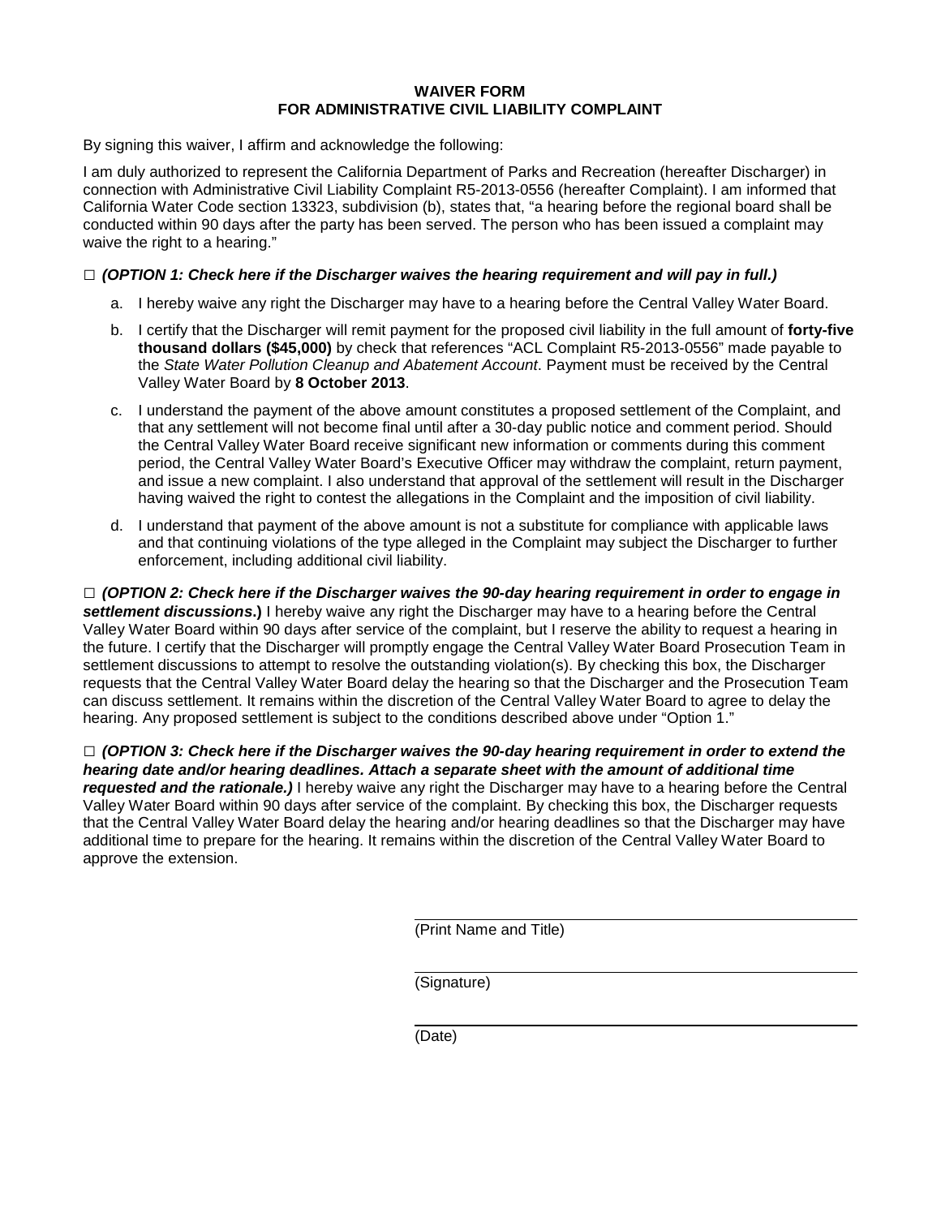# WAIVER FORM
# FOR ADMINISTRATIVE CIVIL LIABILITY COMPLAINT

By signing this waiver, I affirm and acknowledge the following:

I am duly authorized to represent the California Department of Parks and Recreation (hereafter Discharger) in connection with Administrative Civil Liability Complaint R5-2013-0556 (hereafter Complaint). I am informed that California Water Code section 13323, subdivision (b), states that, "a hearing before the regional board shall be conducted within 90 days after the party has been served. The person who has been issued a complaint may waive the right to a hearing."

□ ***(OPTION 1: Check here if the Discharger waives the hearing requirement and will pay in full.)***

a. I hereby waive any right the Discharger may have to a hearing before the Central Valley Water Board.

b. I certify that the Discharger will remit payment for the proposed civil liability in the full amount of **forty-five thousand dollars ($45,000)** by check that references "ACL Complaint R5-2013-0556" made payable to the *State Water Pollution Cleanup and Abatement Account*. Payment must be received by the Central Valley Water Board by **8 October 2013**.

c. I understand the payment of the above amount constitutes a proposed settlement of the Complaint, and that any settlement will not become final until after a 30-day public notice and comment period. Should the Central Valley Water Board receive significant new information or comments during this comment period, the Central Valley Water Board's Executive Officer may withdraw the complaint, return payment, and issue a new complaint. I also understand that approval of the settlement will result in the Discharger having waived the right to contest the allegations in the Complaint and the imposition of civil liability.

d. I understand that payment of the above amount is not a substitute for compliance with applicable laws and that continuing violations of the type alleged in the Complaint may subject the Discharger to further enforcement, including additional civil liability.

□ ***(OPTION 2: Check here if the Discharger waives the 90-day hearing requirement in order to engage in settlement discussions*.)** I hereby waive any right the Discharger may have to a hearing before the Central Valley Water Board within 90 days after service of the complaint, but I reserve the ability to request a hearing in the future. I certify that the Discharger will promptly engage the Central Valley Water Board Prosecution Team in settlement discussions to attempt to resolve the outstanding violation(s). By checking this box, the Discharger requests that the Central Valley Water Board delay the hearing so that the Discharger and the Prosecution Team can discuss settlement. It remains within the discretion of the Central Valley Water Board to agree to delay the hearing. Any proposed settlement is subject to the conditions described above under "Option 1."

□ ***(OPTION 3: Check here if the Discharger waives the 90-day hearing requirement in order to extend the hearing date and/or hearing deadlines. Attach a separate sheet with the amount of additional time requested and the rationale.)*** I hereby waive any right the Discharger may have to a hearing before the Central Valley Water Board within 90 days after service of the complaint. By checking this box, the Discharger requests that the Central Valley Water Board delay the hearing and/or hearing deadlines so that the Discharger may have additional time to prepare for the hearing. It remains within the discretion of the Central Valley Water Board to approve the extension.

_______________________________
(Print Name and Title)

_______________________________
(Signature)

_______________________________
(Date)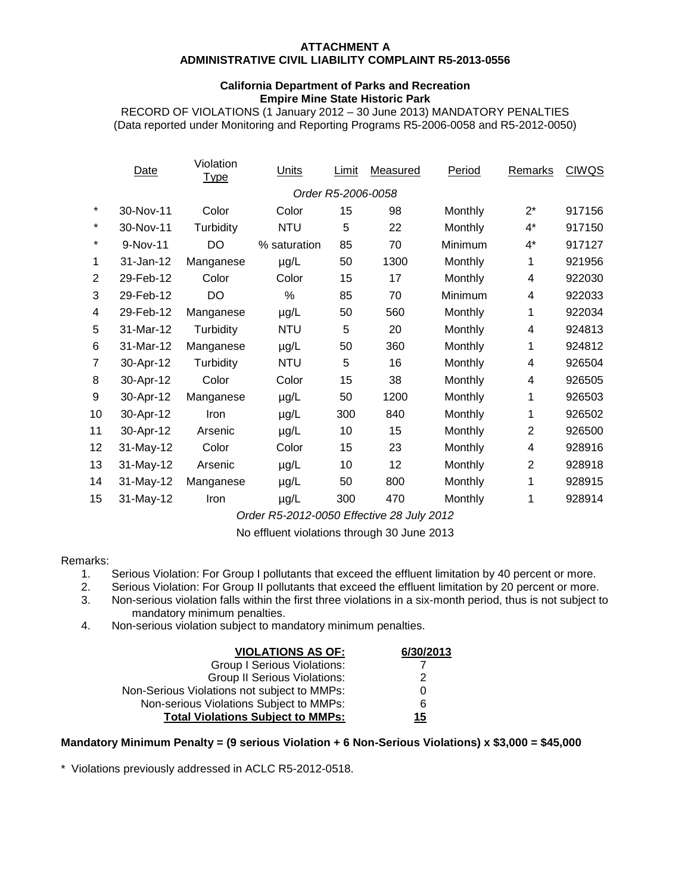**ATTACHMENT A**
**ADMINISTRATIVE CIVIL LIABILITY COMPLAINT R5-2013-0556**

**California Department of Parks and Recreation**
**Empire Mine State Historic Park**
RECORD OF VIOLATIONS (1 January 2012 – 30 June 2013) MANDATORY PENALTIES
(Data reported under Monitoring and Reporting Programs R5-2006-0058 and R5-2012-0050)

| | Date | Violation Type | Units | Limit | Measured | Period | Remarks | CIWQS |
|---|---|---|---|---|---|---|---|---|
| | | | *Order R5-2006-0058* | | | | | |
| * | 30-Nov-11 | Color | Color | 15 | 98 | Monthly | 2* | 917156 |
| * | 30-Nov-11 | Turbidity | NTU | 5 | 22 | Monthly | 4* | 917150 |
| * | 9-Nov-11 | DO | % saturation | 85 | 70 | Minimum | 4* | 917127 |
| 1 | 31-Jan-12 | Manganese | µg/L | 50 | 1300 | Monthly | 1 | 921956 |
| 2 | 29-Feb-12 | Color | Color | 15 | 17 | Monthly | 4 | 922030 |
| 3 | 29-Feb-12 | DO | % | 85 | 70 | Minimum | 4 | 922033 |
| 4 | 29-Feb-12 | Manganese | µg/L | 50 | 560 | Monthly | 1 | 922034 |
| 5 | 31-Mar-12 | Turbidity | NTU | 5 | 20 | Monthly | 4 | 924813 |
| 6 | 31-Mar-12 | Manganese | µg/L | 50 | 360 | Monthly | 1 | 924812 |
| 7 | 30-Apr-12 | Turbidity | NTU | 5 | 16 | Monthly | 4 | 926504 |
| 8 | 30-Apr-12 | Color | Color | 15 | 38 | Monthly | 4 | 926505 |
| 9 | 30-Apr-12 | Manganese | µg/L | 50 | 1200 | Monthly | 1 | 926503 |
| 10 | 30-Apr-12 | Iron | µg/L | 300 | 840 | Monthly | 1 | 926502 |
| 11 | 30-Apr-12 | Arsenic | µg/L | 10 | 15 | Monthly | 2 | 926500 |
| 12 | 31-May-12 | Color | Color | 15 | 23 | Monthly | 4 | 928916 |
| 13 | 31-May-12 | Arsenic | µg/L | 10 | 12 | Monthly | 2 | 928918 |
| 14 | 31-May-12 | Manganese | µg/L | 50 | 800 | Monthly | 1 | 928915 |
| 15 | 31-May-12 | Iron | µg/L | 300 | 470 | Monthly | 1 | 928914 |
| | | | *Order R5-2012-0050 Effective 28 July 2012* | | | | | |
| | | | No effluent violations through 30 June 2013 | | | | | |

Remarks:

1. Serious Violation: For Group I pollutants that exceed the effluent limitation by 40 percent or more.
2. Serious Violation: For Group II pollutants that exceed the effluent limitation by 20 percent or more.
3. Non-serious violation falls within the first three violations in a six-month period, thus is not subject to mandatory minimum penalties.
4. Non-serious violation subject to mandatory minimum penalties.

| **VIOLATIONS AS OF:** | **6/30/2013** |
|---|---|
| Group I Serious Violations: | 7 |
| Group II Serious Violations: | 2 |
| Non-Serious Violations not subject to MMPs: | 0 |
| Non-serious Violations Subject to MMPs: | 6 |
| **Total Violations Subject to MMPs:** | **15** |

**Mandatory Minimum Penalty = (9 serious Violation + 6 Non-Serious Violations) x $3,000 = $45,000**

\* Violations previously addressed in ACLC R5-2012-0518.